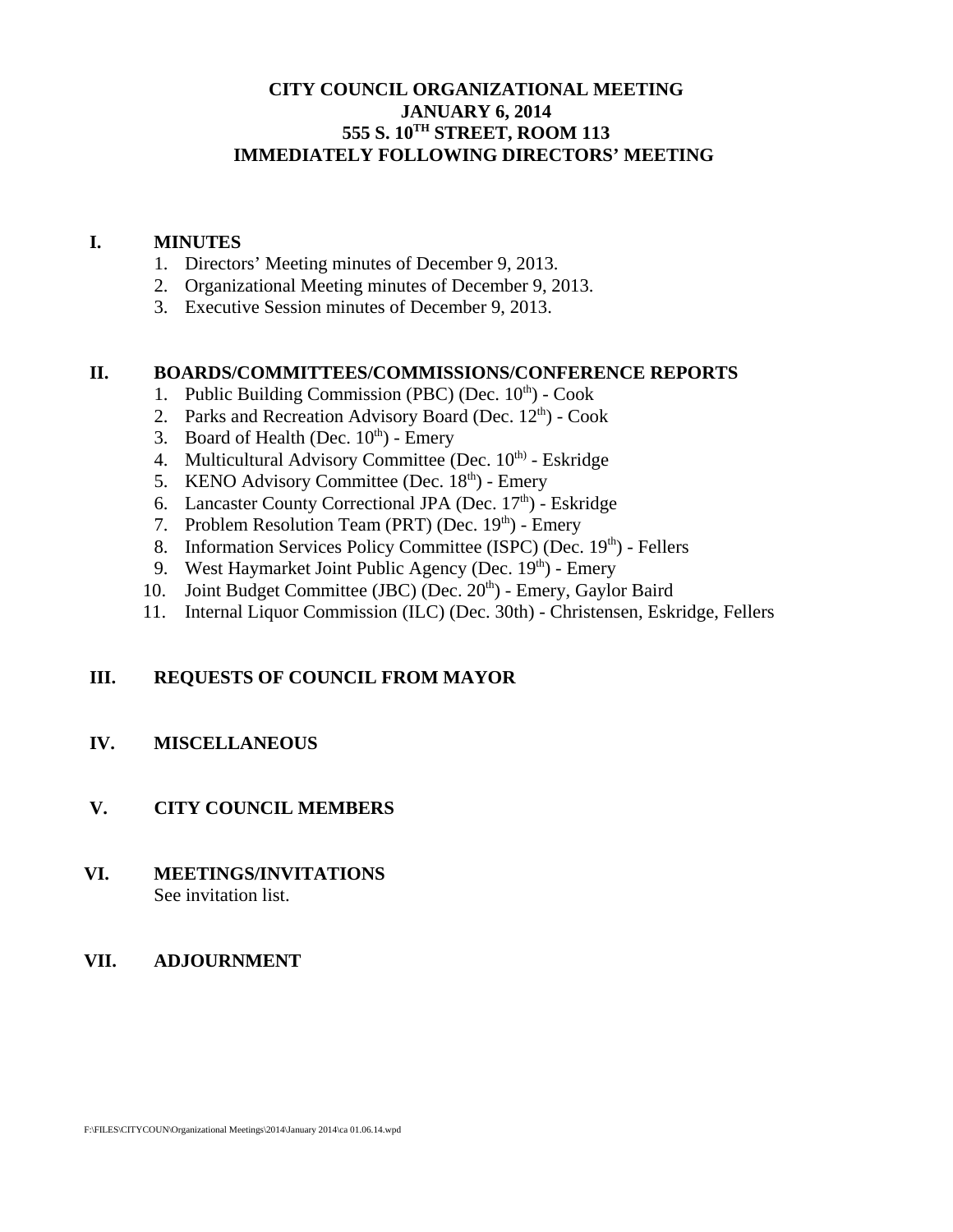# CITY COUNCIL ORGANIZATIONAL MEETING
## JANUARY 6, 2014
## 555 S. 10TH STREET, ROOM 113
## IMMEDIATELY FOLLOWING DIRECTORS' MEETING

**I. MINUTES**

1. Directors' Meeting minutes of December 9, 2013.
2. Organizational Meeting minutes of December 9, 2013.
3. Executive Session minutes of December 9, 2013.

**II. BOARDS/COMMITTEES/COMMISSIONS/CONFERENCE REPORTS**

1. Public Building Commission (PBC) (Dec. 10th) - Cook
2. Parks and Recreation Advisory Board (Dec. 12th) - Cook
3. Board of Health (Dec. 10th) - Emery
4. Multicultural Advisory Committee (Dec. 10th) - Eskridge
5. KENO Advisory Committee (Dec. 18th) - Emery
6. Lancaster County Correctional JPA (Dec. 17th) - Eskridge
7. Problem Resolution Team (PRT) (Dec. 19th) - Emery
8. Information Services Policy Committee (ISPC) (Dec. 19th) - Fellers
9. West Haymarket Joint Public Agency (Dec. 19th) - Emery
10. Joint Budget Committee (JBC) (Dec. 20th) - Emery, Gaylor Baird
11. Internal Liquor Commission (ILC) (Dec. 30th) - Christensen, Eskridge, Fellers

**III. REQUESTS OF COUNCIL FROM MAYOR**

**IV. MISCELLANEOUS**

**V. CITY COUNCIL MEMBERS**

**VI. MEETINGS/INVITATIONS**

See invitation list.

**VII. ADJOURNMENT**

F:\FILES\CITYCOUN\Organizational Meetings\2014\January 2014\ca 01.06.14.wpd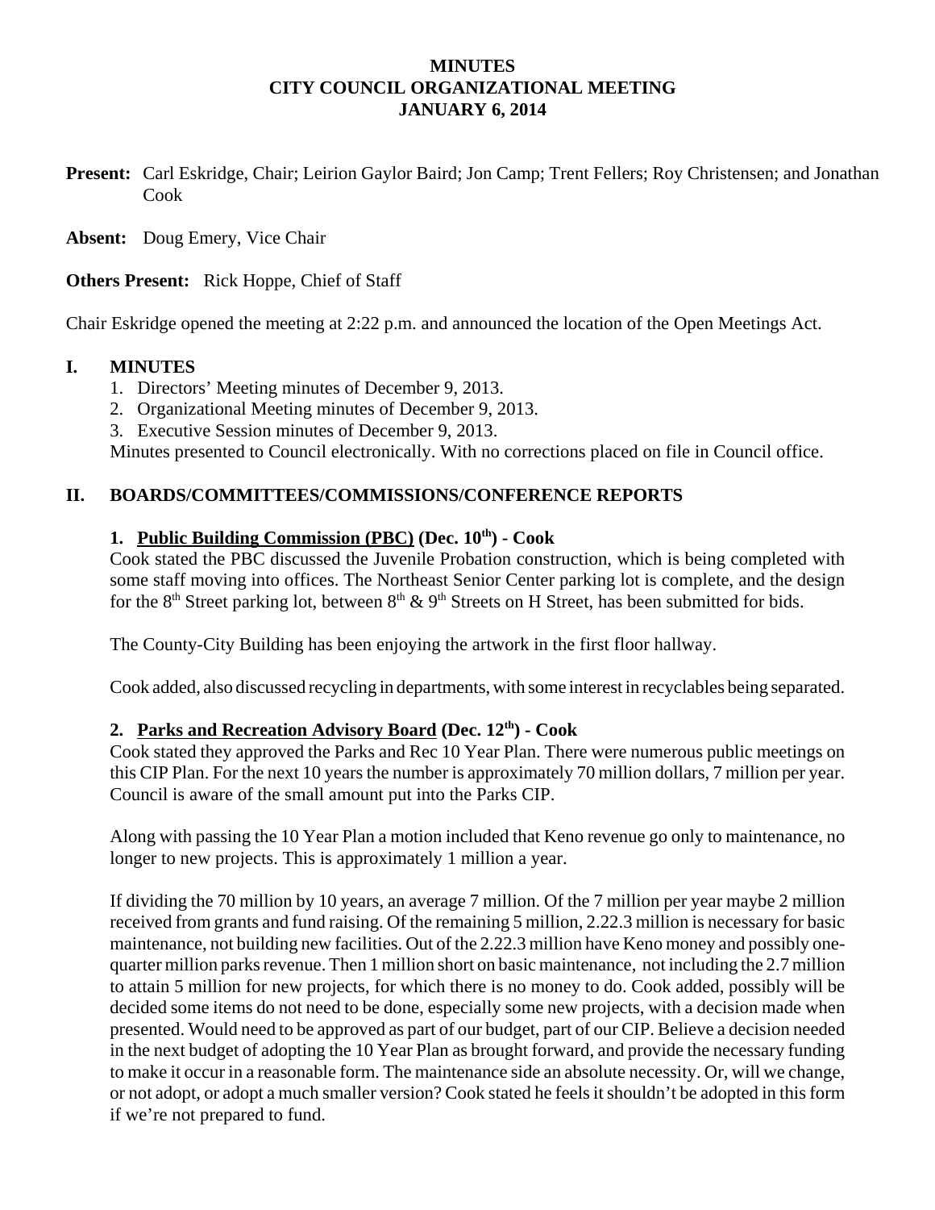**MINUTES**
**CITY COUNCIL ORGANIZATIONAL MEETING**
**JANUARY 6, 2014**

**Present:** Carl Eskridge, Chair; Leirion Gaylor Baird; Jon Camp; Trent Fellers; Roy Christensen; and Jonathan Cook

**Absent:** Doug Emery, Vice Chair

**Others Present:** Rick Hoppe, Chief of Staff

Chair Eskridge opened the meeting at 2:22 p.m. and announced the location of the Open Meetings Act.

## I. MINUTES

1. Directors' Meeting minutes of December 9, 2013.
2. Organizational Meeting minutes of December 9, 2013.
3. Executive Session minutes of December 9, 2013.

Minutes presented to Council electronically. With no corrections placed on file in Council office.

## II. BOARDS/COMMITTEES/COMMISSIONS/CONFERENCE REPORTS

### 1. Public Building Commission (PBC) (Dec. 10th) - Cook

Cook stated the PBC discussed the Juvenile Probation construction, which is being completed with some staff moving into offices. The Northeast Senior Center parking lot is complete, and the design for the 8th Street parking lot, between 8th & 9th Streets on H Street, has been submitted for bids.

The County-City Building has been enjoying the artwork in the first floor hallway.

Cook added, also discussed recycling in departments, with some interest in recyclables being separated.

### 2. Parks and Recreation Advisory Board (Dec. 12th) - Cook

Cook stated they approved the Parks and Rec 10 Year Plan. There were numerous public meetings on this CIP Plan. For the next 10 years the number is approximately 70 million dollars, 7 million per year. Council is aware of the small amount put into the Parks CIP.

Along with passing the 10 Year Plan a motion included that Keno revenue go only to maintenance, no longer to new projects. This is approximately 1 million a year.

If dividing the 70 million by 10 years, an average 7 million. Of the 7 million per year maybe 2 million received from grants and fund raising. Of the remaining 5 million, 2.22.3 million is necessary for basic maintenance, not building new facilities. Out of the 2.22.3 million have Keno money and possibly one-quarter million parks revenue. Then 1 million short on basic maintenance, not including the 2.7 million to attain 5 million for new projects, for which there is no money to do. Cook added, possibly will be decided some items do not need to be done, especially some new projects, with a decision made when presented. Would need to be approved as part of our budget, part of our CIP. Believe a decision needed in the next budget of adopting the 10 Year Plan as brought forward, and provide the necessary funding to make it occur in a reasonable form. The maintenance side an absolute necessity. Or, will we change, or not adopt, or adopt a much smaller version? Cook stated he feels it shouldn't be adopted in this form if we're not prepared to fund.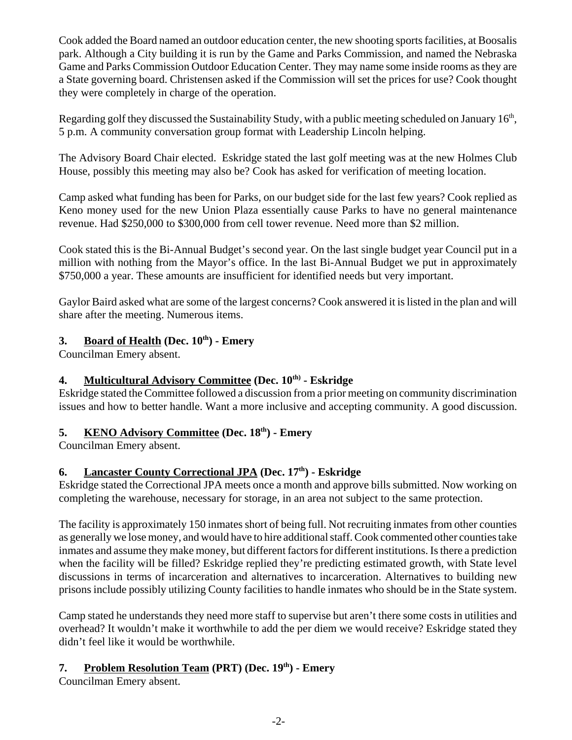Cook added the Board named an outdoor education center, the new shooting sports facilities, at Boosalis park. Although a City building it is run by the Game and Parks Commission, and named the Nebraska Game and Parks Commission Outdoor Education Center. They may name some inside rooms as they are a State governing board. Christensen asked if the Commission will set the prices for use? Cook thought they were completely in charge of the operation.

Regarding golf they discussed the Sustainability Study, with a public meeting scheduled on January 16th, 5 p.m. A community conversation group format with Leadership Lincoln helping.

The Advisory Board Chair elected. Eskridge stated the last golf meeting was at the new Holmes Club House, possibly this meeting may also be? Cook has asked for verification of meeting location.

Camp asked what funding has been for Parks, on our budget side for the last few years? Cook replied as Keno money used for the new Union Plaza essentially cause Parks to have no general maintenance revenue. Had $250,000 to $300,000 from cell tower revenue. Need more than $2 million.

Cook stated this is the Bi-Annual Budget's second year. On the last single budget year Council put in a million with nothing from the Mayor's office. In the last Bi-Annual Budget we put in approximately $750,000 a year. These amounts are insufficient for identified needs but very important.

Gaylor Baird asked what are some of the largest concerns? Cook answered it is listed in the plan and will share after the meeting. Numerous items.

**3. Board of Health (Dec. 10th) - Emery**

Councilman Emery absent.

**4. Multicultural Advisory Committee (Dec. 10th) - Eskridge**

Eskridge stated the Committee followed a discussion from a prior meeting on community discrimination issues and how to better handle. Want a more inclusive and accepting community. A good discussion.

**5. KENO Advisory Committee (Dec. 18th) - Emery**

Councilman Emery absent.

**6. Lancaster County Correctional JPA (Dec. 17th) - Eskridge**

Eskridge stated the Correctional JPA meets once a month and approve bills submitted. Now working on completing the warehouse, necessary for storage, in an area not subject to the same protection.

The facility is approximately 150 inmates short of being full. Not recruiting inmates from other counties as generally we lose money, and would have to hire additional staff. Cook commented other counties take inmates and assume they make money, but different factors for different institutions. Is there a prediction when the facility will be filled? Eskridge replied they're predicting estimated growth, with State level discussions in terms of incarceration and alternatives to incarceration. Alternatives to building new prisons include possibly utilizing County facilities to handle inmates who should be in the State system.

Camp stated he understands they need more staff to supervise but aren't there some costs in utilities and overhead? It wouldn't make it worthwhile to add the per diem we would receive? Eskridge stated they didn't feel like it would be worthwhile.

**7. Problem Resolution Team (PRT) (Dec. 19th) - Emery**

Councilman Emery absent.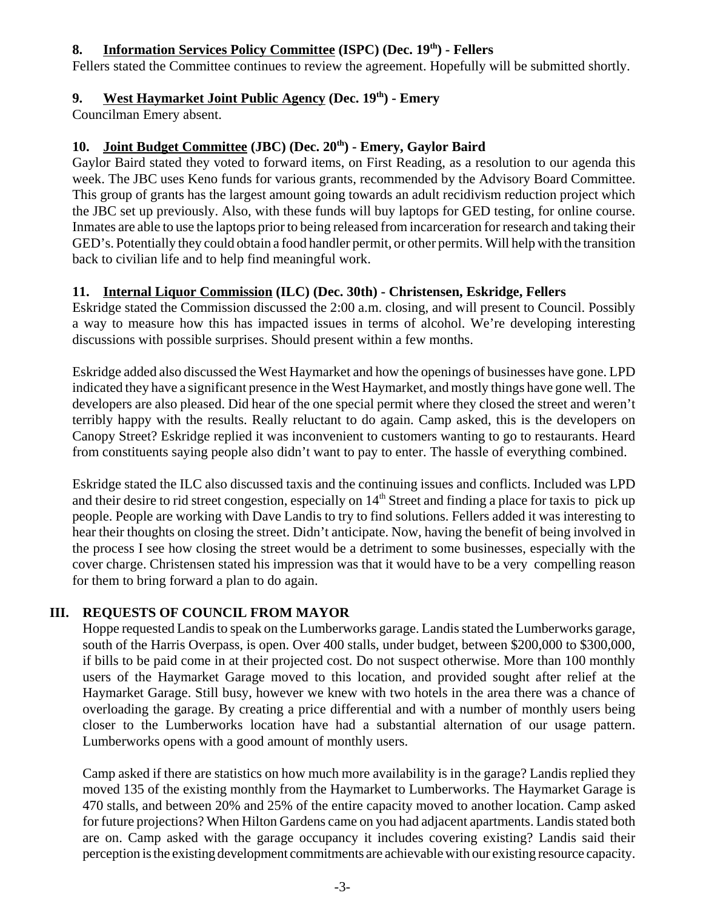### 8. Information Services Policy Committee (ISPC) (Dec. 19th) - Fellers

Fellers stated the Committee continues to review the agreement. Hopefully will be submitted shortly.

### 9. West Haymarket Joint Public Agency (Dec. 19th) - Emery

Councilman Emery absent.

### 10. Joint Budget Committee (JBC) (Dec. 20th) - Emery, Gaylor Baird

Gaylor Baird stated they voted to forward items, on First Reading, as a resolution to our agenda this week. The JBC uses Keno funds for various grants, recommended by the Advisory Board Committee. This group of grants has the largest amount going towards an adult recidivism reduction project which the JBC set up previously. Also, with these funds will buy laptops for GED testing, for online course. Inmates are able to use the laptops prior to being released from incarceration for research and taking their GED's. Potentially they could obtain a food handler permit, or other permits. Will help with the transition back to civilian life and to help find meaningful work.

### 11. Internal Liquor Commission (ILC) (Dec. 30th) - Christensen, Eskridge, Fellers

Eskridge stated the Commission discussed the 2:00 a.m. closing, and will present to Council. Possibly a way to measure how this has impacted issues in terms of alcohol. We're developing interesting discussions with possible surprises. Should present within a few months.

Eskridge added also discussed the West Haymarket and how the openings of businesses have gone. LPD indicated they have a significant presence in the West Haymarket, and mostly things have gone well. The developers are also pleased. Did hear of the one special permit where they closed the street and weren't terribly happy with the results. Really reluctant to do again. Camp asked, this is the developers on Canopy Street? Eskridge replied it was inconvenient to customers wanting to go to restaurants. Heard from constituents saying people also didn't want to pay to enter. The hassle of everything combined.

Eskridge stated the ILC also discussed taxis and the continuing issues and conflicts. Included was LPD and their desire to rid street congestion, especially on 14th Street and finding a place for taxis to pick up people. People are working with Dave Landis to try to find solutions. Fellers added it was interesting to hear their thoughts on closing the street. Didn't anticipate. Now, having the benefit of being involved in the process I see how closing the street would be a detriment to some businesses, especially with the cover charge. Christensen stated his impression was that it would have to be a very compelling reason for them to bring forward a plan to do again.

## III. REQUESTS OF COUNCIL FROM MAYOR

Hoppe requested Landis to speak on the Lumberworks garage. Landis stated the Lumberworks garage, south of the Harris Overpass, is open. Over 400 stalls, under budget, between $200,000 to $300,000, if bills to be paid come in at their projected cost. Do not suspect otherwise. More than 100 monthly users of the Haymarket Garage moved to this location, and provided sought after relief at the Haymarket Garage. Still busy, however we knew with two hotels in the area there was a chance of overloading the garage. By creating a price differential and with a number of monthly users being closer to the Lumberworks location have had a substantial alternation of our usage pattern. Lumberworks opens with a good amount of monthly users.

Camp asked if there are statistics on how much more availability is in the garage? Landis replied they moved 135 of the existing monthly from the Haymarket to Lumberworks. The Haymarket Garage is 470 stalls, and between 20% and 25% of the entire capacity moved to another location. Camp asked for future projections? When Hilton Gardens came on you had adjacent apartments. Landis stated both are on. Camp asked with the garage occupancy it includes covering existing? Landis said their perception is the existing development commitments are achievable with our existing resource capacity.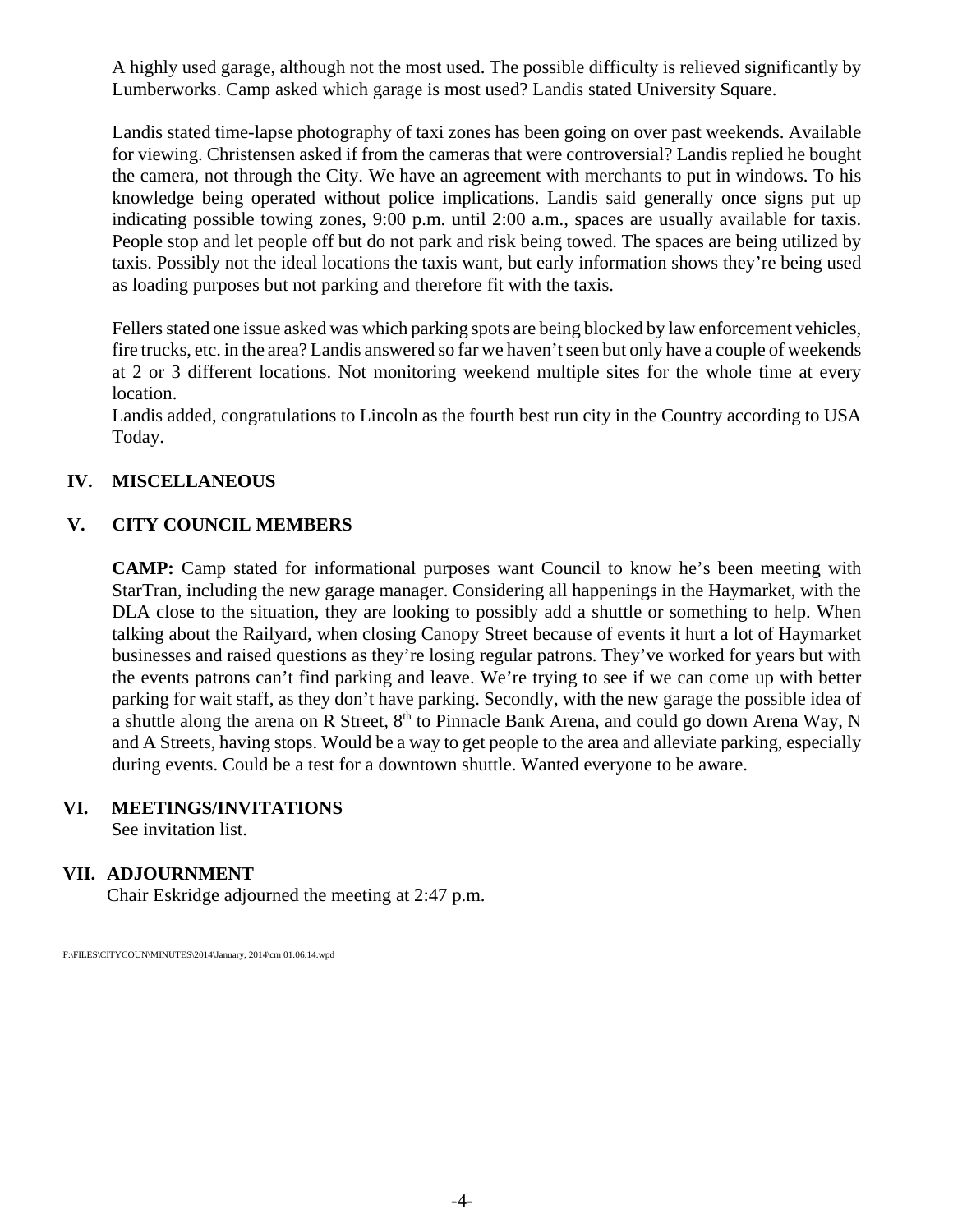A highly used garage, although not the most used. The possible difficulty is relieved significantly by Lumberworks. Camp asked which garage is most used? Landis stated University Square.

Landis stated time-lapse photography of taxi zones has been going on over past weekends. Available for viewing. Christensen asked if from the cameras that were controversial? Landis replied he bought the camera, not through the City. We have an agreement with merchants to put in windows. To his knowledge being operated without police implications. Landis said generally once signs put up indicating possible towing zones, 9:00 p.m. until 2:00 a.m., spaces are usually available for taxis. People stop and let people off but do not park and risk being towed. The spaces are being utilized by taxis. Possibly not the ideal locations the taxis want, but early information shows they're being used as loading purposes but not parking and therefore fit with the taxis.

Fellers stated one issue asked was which parking spots are being blocked by law enforcement vehicles, fire trucks, etc. in the area? Landis answered so far we haven't seen but only have a couple of weekends at 2 or 3 different locations. Not monitoring weekend multiple sites for the whole time at every location.

Landis added, congratulations to Lincoln as the fourth best run city in the Country according to USA Today.

## IV. MISCELLANEOUS

## V. CITY COUNCIL MEMBERS

**CAMP:** Camp stated for informational purposes want Council to know he's been meeting with StarTran, including the new garage manager. Considering all happenings in the Haymarket, with the DLA close to the situation, they are looking to possibly add a shuttle or something to help. When talking about the Railyard, when closing Canopy Street because of events it hurt a lot of Haymarket businesses and raised questions as they're losing regular patrons. They've worked for years but with the events patrons can't find parking and leave. We're trying to see if we can come up with better parking for wait staff, as they don't have parking. Secondly, with the new garage the possible idea of a shuttle along the arena on R Street, 8th to Pinnacle Bank Arena, and could go down Arena Way, N and A Streets, having stops. Would be a way to get people to the area and alleviate parking, especially during events. Could be a test for a downtown shuttle. Wanted everyone to be aware.

## VI. MEETINGS/INVITATIONS

See invitation list.

## VII. ADJOURNMENT

Chair Eskridge adjourned the meeting at 2:47 p.m.

F:\FILES\CITYCOUN\MINUTES\2014\January, 2014\cm 01.06.14.wpd